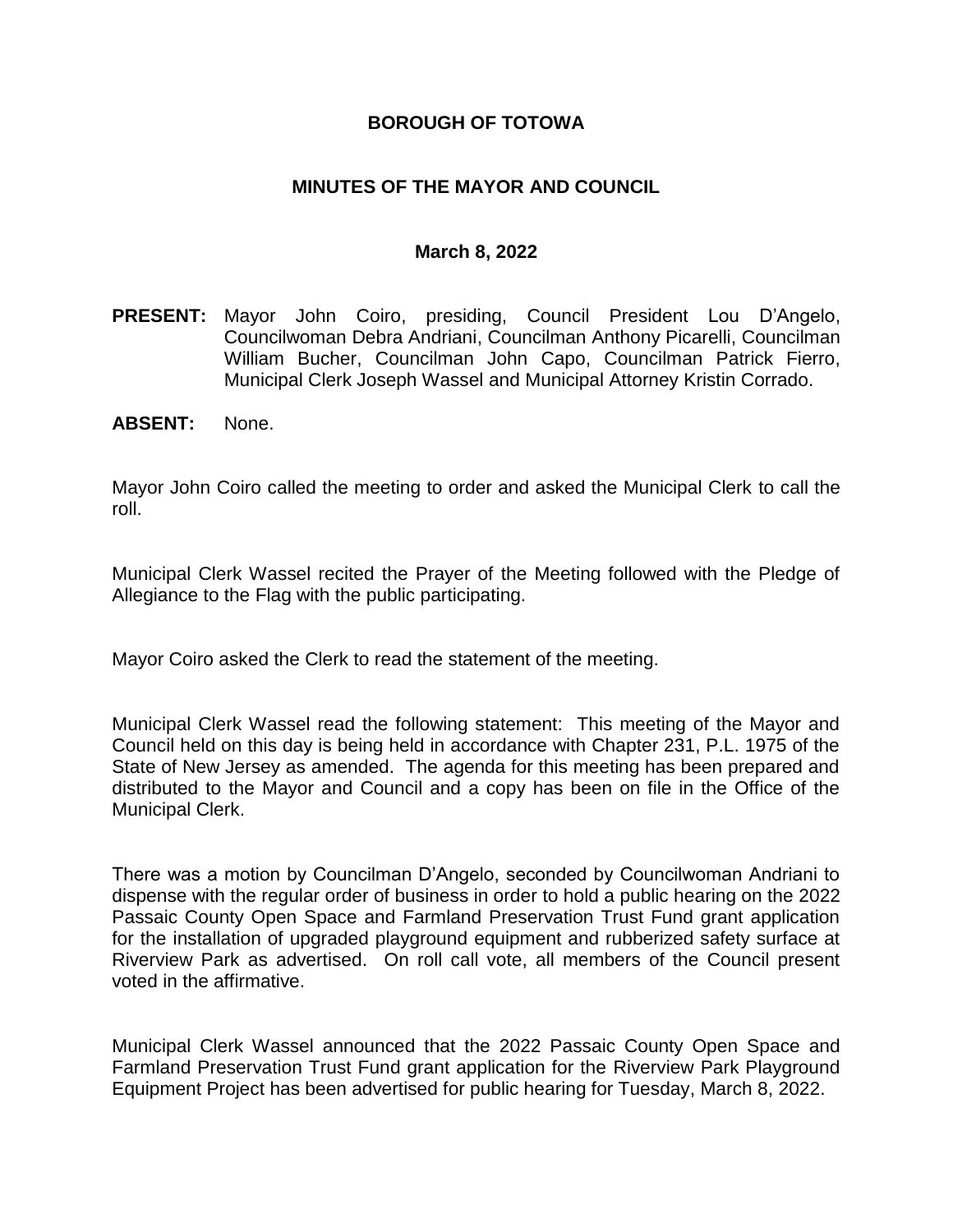# BOROUGH OF TOTOWA

## MINUTES OF THE MAYOR AND COUNCIL

### March 8, 2022

**PRESENT:** Mayor John Coiro, presiding, Council President Lou D'Angelo, Councilwoman Debra Andriani, Councilman Anthony Picarelli, Councilman William Bucher, Councilman John Capo, Councilman Patrick Fierro, Municipal Clerk Joseph Wassel and Municipal Attorney Kristin Corrado.

**ABSENT:** None.

Mayor John Coiro called the meeting to order and asked the Municipal Clerk to call the roll.

Municipal Clerk Wassel recited the Prayer of the Meeting followed with the Pledge of Allegiance to the Flag with the public participating.

Mayor Coiro asked the Clerk to read the statement of the meeting.

Municipal Clerk Wassel read the following statement: This meeting of the Mayor and Council held on this day is being held in accordance with Chapter 231, P.L. 1975 of the State of New Jersey as amended. The agenda for this meeting has been prepared and distributed to the Mayor and Council and a copy has been on file in the Office of the Municipal Clerk.

There was a motion by Councilman D'Angelo, seconded by Councilwoman Andriani to dispense with the regular order of business in order to hold a public hearing on the 2022 Passaic County Open Space and Farmland Preservation Trust Fund grant application for the installation of upgraded playground equipment and rubberized safety surface at Riverview Park as advertised. On roll call vote, all members of the Council present voted in the affirmative.

Municipal Clerk Wassel announced that the 2022 Passaic County Open Space and Farmland Preservation Trust Fund grant application for the Riverview Park Playground Equipment Project has been advertised for public hearing for Tuesday, March 8, 2022.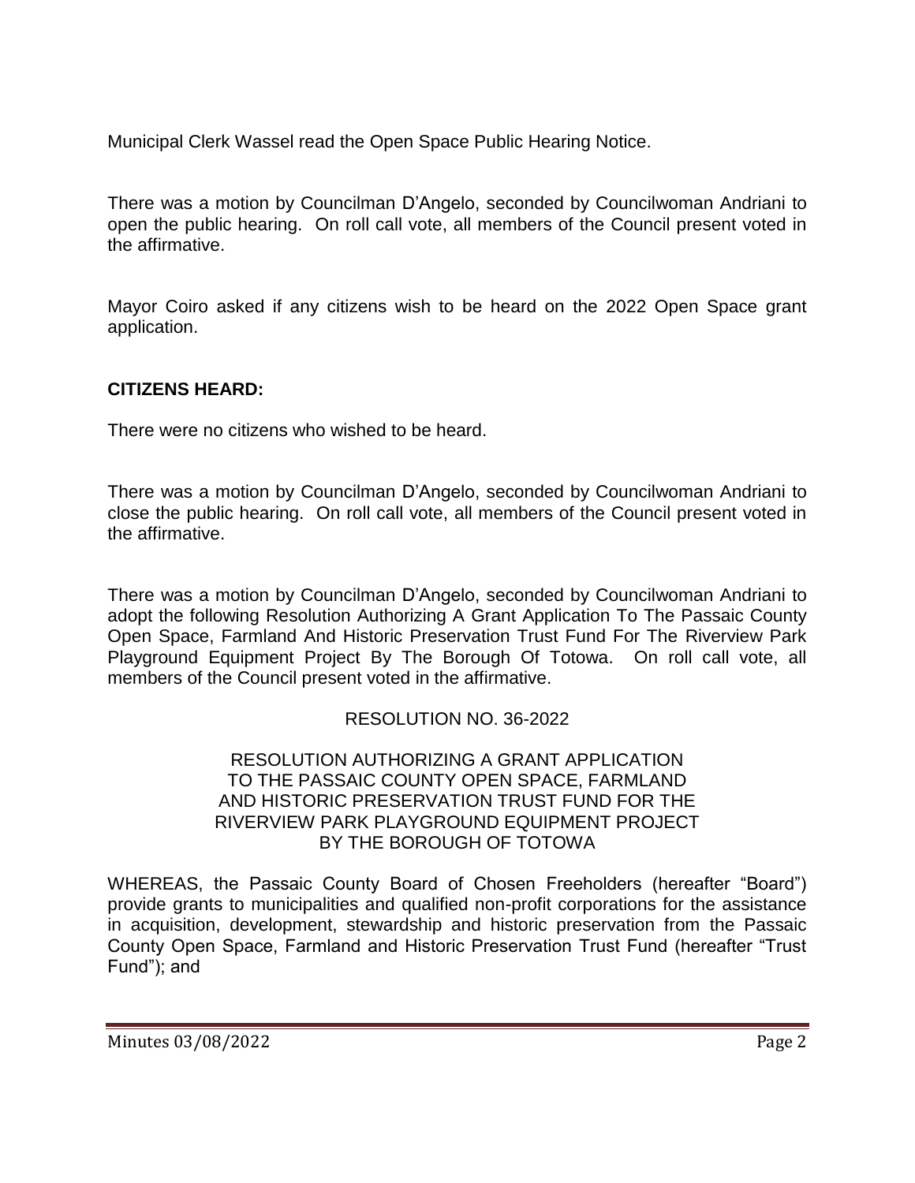Municipal Clerk Wassel read the Open Space Public Hearing Notice.

There was a motion by Councilman D'Angelo, seconded by Councilwoman Andriani to open the public hearing. On roll call vote, all members of the Council present voted in the affirmative.

Mayor Coiro asked if any citizens wish to be heard on the 2022 Open Space grant application.

**CITIZENS HEARD:**

There were no citizens who wished to be heard.

There was a motion by Councilman D'Angelo, seconded by Councilwoman Andriani to close the public hearing. On roll call vote, all members of the Council present voted in the affirmative.

There was a motion by Councilman D'Angelo, seconded by Councilwoman Andriani to adopt the following Resolution Authorizing A Grant Application To The Passaic County Open Space, Farmland And Historic Preservation Trust Fund For The Riverview Park Playground Equipment Project By The Borough Of Totowa. On roll call vote, all members of the Council present voted in the affirmative.

RESOLUTION NO. 36-2022

RESOLUTION AUTHORIZING A GRANT APPLICATION TO THE PASSAIC COUNTY OPEN SPACE, FARMLAND AND HISTORIC PRESERVATION TRUST FUND FOR THE RIVERVIEW PARK PLAYGROUND EQUIPMENT PROJECT BY THE BOROUGH OF TOTOWA

WHEREAS, the Passaic County Board of Chosen Freeholders (hereafter "Board") provide grants to municipalities and qualified non-profit corporations for the assistance in acquisition, development, stewardship and historic preservation from the Passaic County Open Space, Farmland and Historic Preservation Trust Fund (hereafter "Trust Fund"); and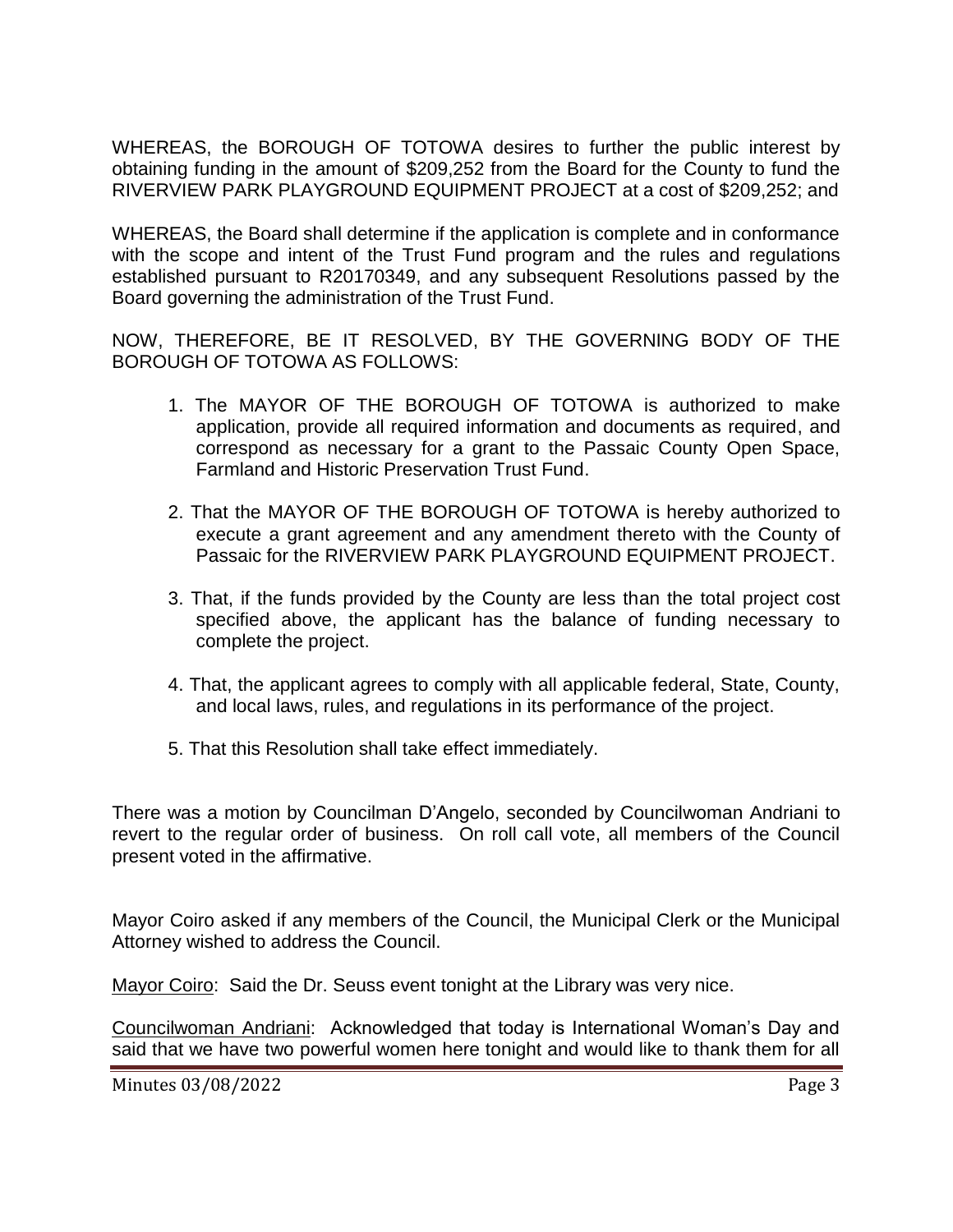WHEREAS, the BOROUGH OF TOTOWA desires to further the public interest by obtaining funding in the amount of $209,252 from the Board for the County to fund the RIVERVIEW PARK PLAYGROUND EQUIPMENT PROJECT at a cost of $209,252; and

WHEREAS, the Board shall determine if the application is complete and in conformance with the scope and intent of the Trust Fund program and the rules and regulations established pursuant to R20170349, and any subsequent Resolutions passed by the Board governing the administration of the Trust Fund.

NOW, THEREFORE, BE IT RESOLVED, BY THE GOVERNING BODY OF THE BOROUGH OF TOTOWA AS FOLLOWS:

1. The MAYOR OF THE BOROUGH OF TOTOWA is authorized to make application, provide all required information and documents as required, and correspond as necessary for a grant to the Passaic County Open Space, Farmland and Historic Preservation Trust Fund.
2. That the MAYOR OF THE BOROUGH OF TOTOWA is hereby authorized to execute a grant agreement and any amendment thereto with the County of Passaic for the RIVERVIEW PARK PLAYGROUND EQUIPMENT PROJECT.
3. That, if the funds provided by the County are less than the total project cost specified above, the applicant has the balance of funding necessary to complete the project.
4. That, the applicant agrees to comply with all applicable federal, State, County, and local laws, rules, and regulations in its performance of the project.
5. That this Resolution shall take effect immediately.

There was a motion by Councilman D'Angelo, seconded by Councilwoman Andriani to revert to the regular order of business. On roll call vote, all members of the Council present voted in the affirmative.

Mayor Coiro asked if any members of the Council, the Municipal Clerk or the Municipal Attorney wished to address the Council.

Mayor Coiro: Said the Dr. Seuss event tonight at the Library was very nice.

Councilwoman Andriani: Acknowledged that today is International Woman's Day and said that we have two powerful women here tonight and would like to thank them for all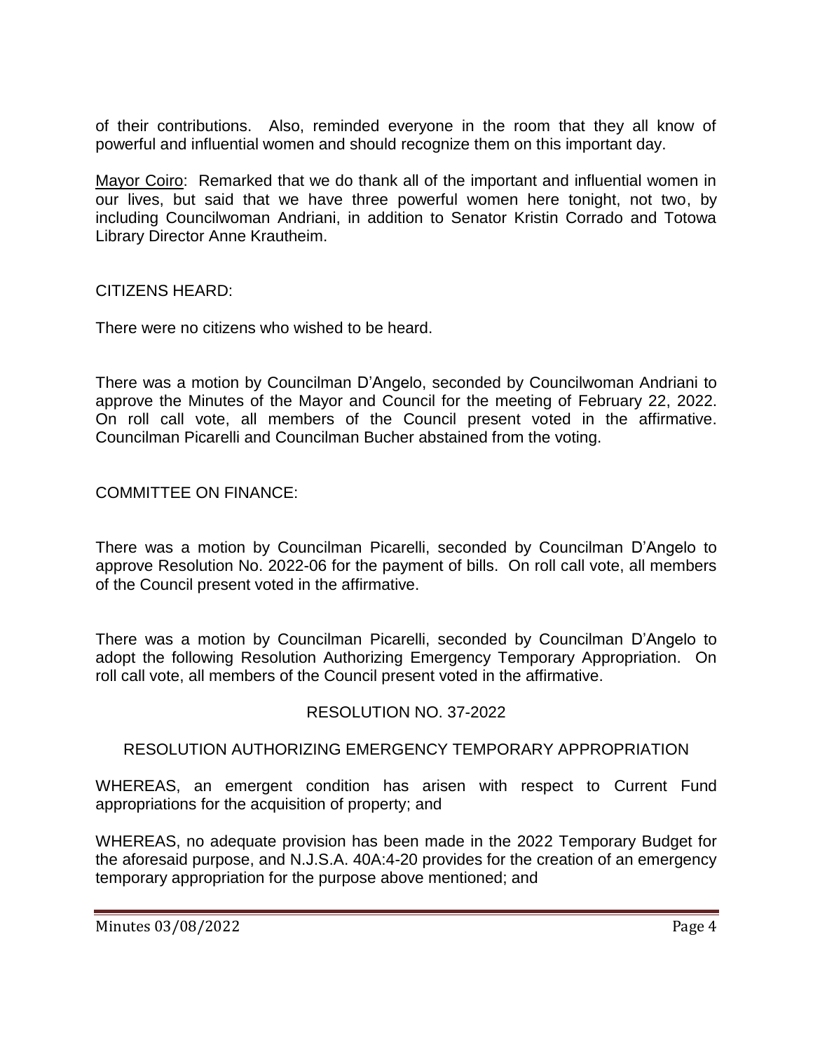of their contributions. Also, reminded everyone in the room that they all know of powerful and influential women and should recognize them on this important day.

Mayor Coiro: Remarked that we do thank all of the important and influential women in our lives, but said that we have three powerful women here tonight, not two, by including Councilwoman Andriani, in addition to Senator Kristin Corrado and Totowa Library Director Anne Krautheim.

CITIZENS HEARD:

There were no citizens who wished to be heard.

There was a motion by Councilman D'Angelo, seconded by Councilwoman Andriani to approve the Minutes of the Mayor and Council for the meeting of February 22, 2022. On roll call vote, all members of the Council present voted in the affirmative. Councilman Picarelli and Councilman Bucher abstained from the voting.

COMMITTEE ON FINANCE:

There was a motion by Councilman Picarelli, seconded by Councilman D'Angelo to approve Resolution No. 2022-06 for the payment of bills. On roll call vote, all members of the Council present voted in the affirmative.

There was a motion by Councilman Picarelli, seconded by Councilman D'Angelo to adopt the following Resolution Authorizing Emergency Temporary Appropriation. On roll call vote, all members of the Council present voted in the affirmative.

RESOLUTION NO. 37-2022

RESOLUTION AUTHORIZING EMERGENCY TEMPORARY APPROPRIATION

WHEREAS, an emergent condition has arisen with respect to Current Fund appropriations for the acquisition of property; and

WHEREAS, no adequate provision has been made in the 2022 Temporary Budget for the aforesaid purpose, and N.J.S.A. 40A:4-20 provides for the creation of an emergency temporary appropriation for the purpose above mentioned; and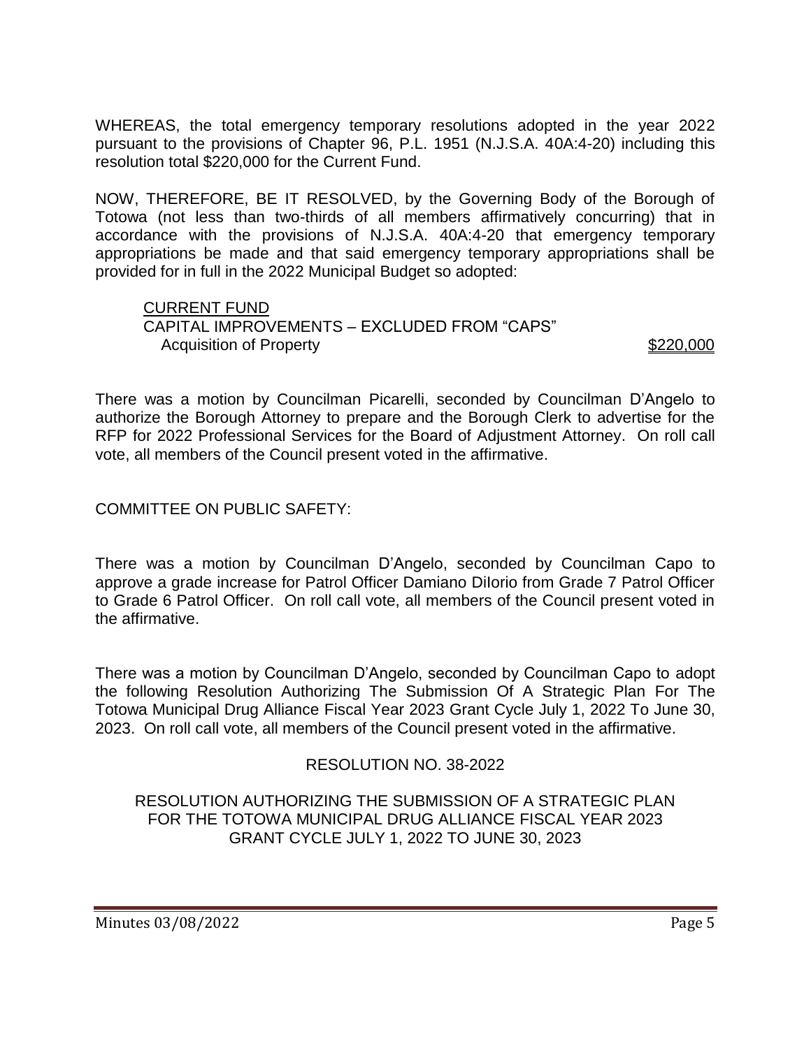WHEREAS, the total emergency temporary resolutions adopted in the year 2022 pursuant to the provisions of Chapter 96, P.L. 1951 (N.J.S.A. 40A:4-20) including this resolution total $220,000 for the Current Fund.

NOW, THEREFORE, BE IT RESOLVED, by the Governing Body of the Borough of Totowa (not less than two-thirds of all members affirmatively concurring) that in accordance with the provisions of N.J.S.A. 40A:4-20 that emergency temporary appropriations be made and that said emergency temporary appropriations shall be provided for in full in the 2022 Municipal Budget so adopted:

CURRENT FUND
CAPITAL IMPROVEMENTS – EXCLUDED FROM "CAPS"
Acquisition of Property $220,000

There was a motion by Councilman Picarelli, seconded by Councilman D'Angelo to authorize the Borough Attorney to prepare and the Borough Clerk to advertise for the RFP for 2022 Professional Services for the Board of Adjustment Attorney. On roll call vote, all members of the Council present voted in the affirmative.

COMMITTEE ON PUBLIC SAFETY:

There was a motion by Councilman D'Angelo, seconded by Councilman Capo to approve a grade increase for Patrol Officer Damiano DiIorio from Grade 7 Patrol Officer to Grade 6 Patrol Officer. On roll call vote, all members of the Council present voted in the affirmative.

There was a motion by Councilman D'Angelo, seconded by Councilman Capo to adopt the following Resolution Authorizing The Submission Of A Strategic Plan For The Totowa Municipal Drug Alliance Fiscal Year 2023 Grant Cycle July 1, 2022 To June 30, 2023. On roll call vote, all members of the Council present voted in the affirmative.

RESOLUTION NO. 38-2022

RESOLUTION AUTHORIZING THE SUBMISSION OF A STRATEGIC PLAN FOR THE TOTOWA MUNICIPAL DRUG ALLIANCE FISCAL YEAR 2023 GRANT CYCLE JULY 1, 2022 TO JUNE 30, 2023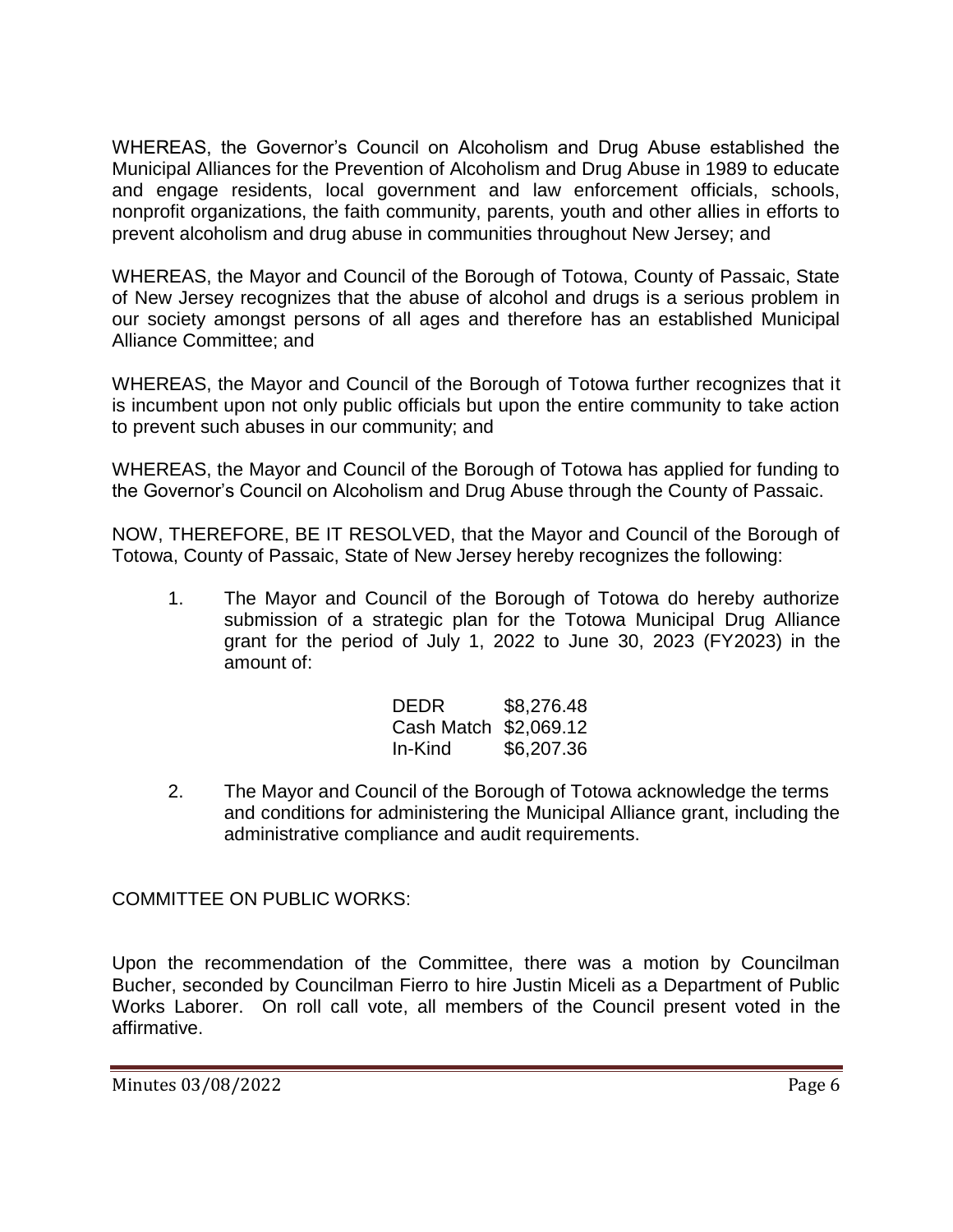WHEREAS, the Governor's Council on Alcoholism and Drug Abuse established the Municipal Alliances for the Prevention of Alcoholism and Drug Abuse in 1989 to educate and engage residents, local government and law enforcement officials, schools, nonprofit organizations, the faith community, parents, youth and other allies in efforts to prevent alcoholism and drug abuse in communities throughout New Jersey; and

WHEREAS, the Mayor and Council of the Borough of Totowa, County of Passaic, State of New Jersey recognizes that the abuse of alcohol and drugs is a serious problem in our society amongst persons of all ages and therefore has an established Municipal Alliance Committee; and

WHEREAS, the Mayor and Council of the Borough of Totowa further recognizes that it is incumbent upon not only public officials but upon the entire community to take action to prevent such abuses in our community; and

WHEREAS, the Mayor and Council of the Borough of Totowa has applied for funding to the Governor's Council on Alcoholism and Drug Abuse through the County of Passaic.

NOW, THEREFORE, BE IT RESOLVED, that the Mayor and Council of the Borough of Totowa, County of Passaic, State of New Jersey hereby recognizes the following:

1. The Mayor and Council of the Borough of Totowa do hereby authorize submission of a strategic plan for the Totowa Municipal Drug Alliance grant for the period of July 1, 2022 to June 30, 2023 (FY2023) in the amount of:

   | | |
   |---|---|
   | DEDR | $8,276.48 |
   | Cash Match | $2,069.12 |
   | In-Kind | $6,207.36 |

2. The Mayor and Council of the Borough of Totowa acknowledge the terms and conditions for administering the Municipal Alliance grant, including the administrative compliance and audit requirements.

COMMITTEE ON PUBLIC WORKS:

Upon the recommendation of the Committee, there was a motion by Councilman Bucher, seconded by Councilman Fierro to hire Justin Miceli as a Department of Public Works Laborer. On roll call vote, all members of the Council present voted in the affirmative.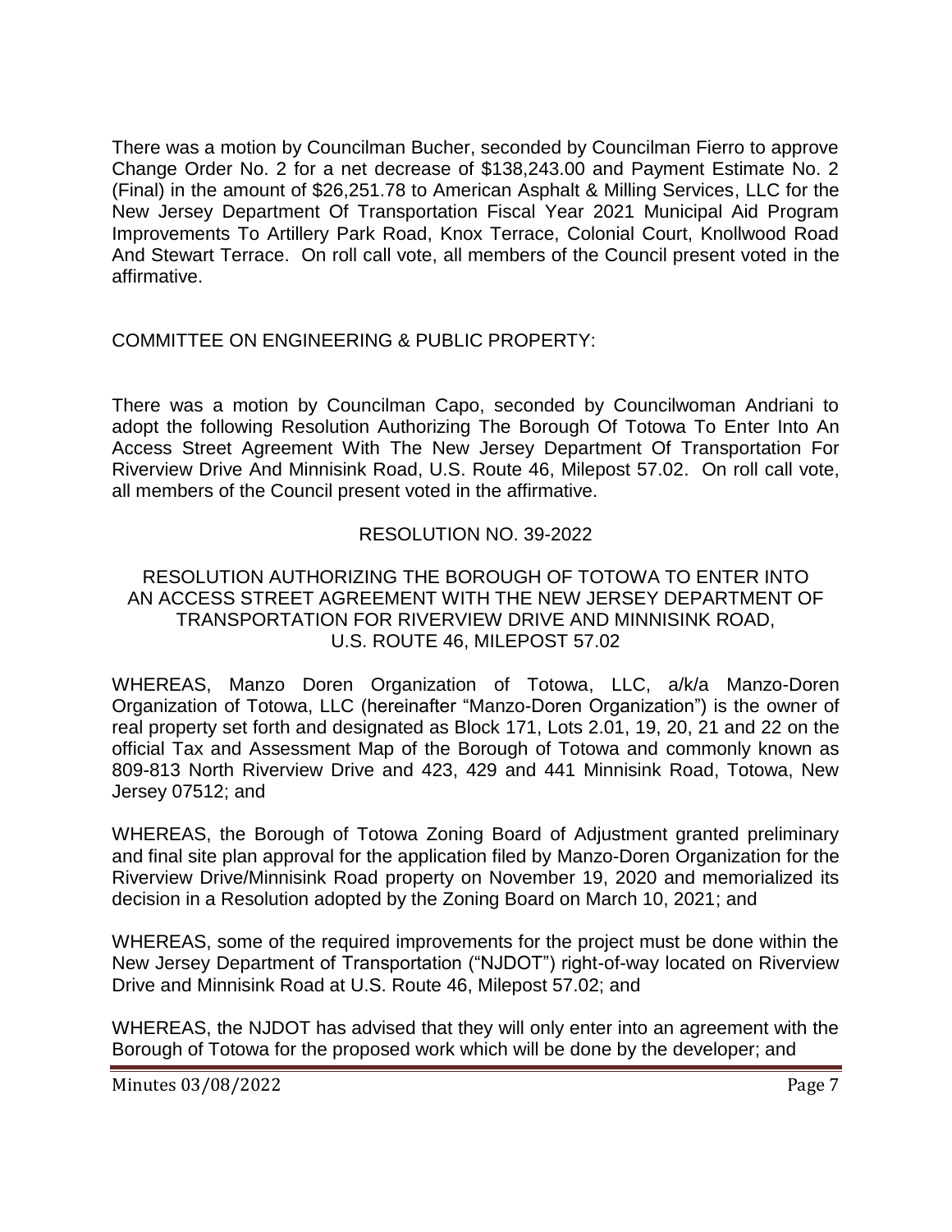There was a motion by Councilman Bucher, seconded by Councilman Fierro to approve Change Order No. 2 for a net decrease of $138,243.00 and Payment Estimate No. 2 (Final) in the amount of $26,251.78 to American Asphalt & Milling Services, LLC for the New Jersey Department Of Transportation Fiscal Year 2021 Municipal Aid Program Improvements To Artillery Park Road, Knox Terrace, Colonial Court, Knollwood Road And Stewart Terrace. On roll call vote, all members of the Council present voted in the affirmative.

COMMITTEE ON ENGINEERING & PUBLIC PROPERTY:

There was a motion by Councilman Capo, seconded by Councilwoman Andriani to adopt the following Resolution Authorizing The Borough Of Totowa To Enter Into An Access Street Agreement With The New Jersey Department Of Transportation For Riverview Drive And Minnisink Road, U.S. Route 46, Milepost 57.02. On roll call vote, all members of the Council present voted in the affirmative.

RESOLUTION NO. 39-2022

RESOLUTION AUTHORIZING THE BOROUGH OF TOTOWA TO ENTER INTO AN ACCESS STREET AGREEMENT WITH THE NEW JERSEY DEPARTMENT OF TRANSPORTATION FOR RIVERVIEW DRIVE AND MINNISINK ROAD, U.S. ROUTE 46, MILEPOST 57.02

WHEREAS, Manzo Doren Organization of Totowa, LLC, a/k/a Manzo-Doren Organization of Totowa, LLC (hereinafter "Manzo-Doren Organization") is the owner of real property set forth and designated as Block 171, Lots 2.01, 19, 20, 21 and 22 on the official Tax and Assessment Map of the Borough of Totowa and commonly known as 809-813 North Riverview Drive and 423, 429 and 441 Minnisink Road, Totowa, New Jersey 07512; and

WHEREAS, the Borough of Totowa Zoning Board of Adjustment granted preliminary and final site plan approval for the application filed by Manzo-Doren Organization for the Riverview Drive/Minnisink Road property on November 19, 2020 and memorialized its decision in a Resolution adopted by the Zoning Board on March 10, 2021; and

WHEREAS, some of the required improvements for the project must be done within the New Jersey Department of Transportation ("NJDOT") right-of-way located on Riverview Drive and Minnisink Road at U.S. Route 46, Milepost 57.02; and

WHEREAS, the NJDOT has advised that they will only enter into an agreement with the Borough of Totowa for the proposed work which will be done by the developer; and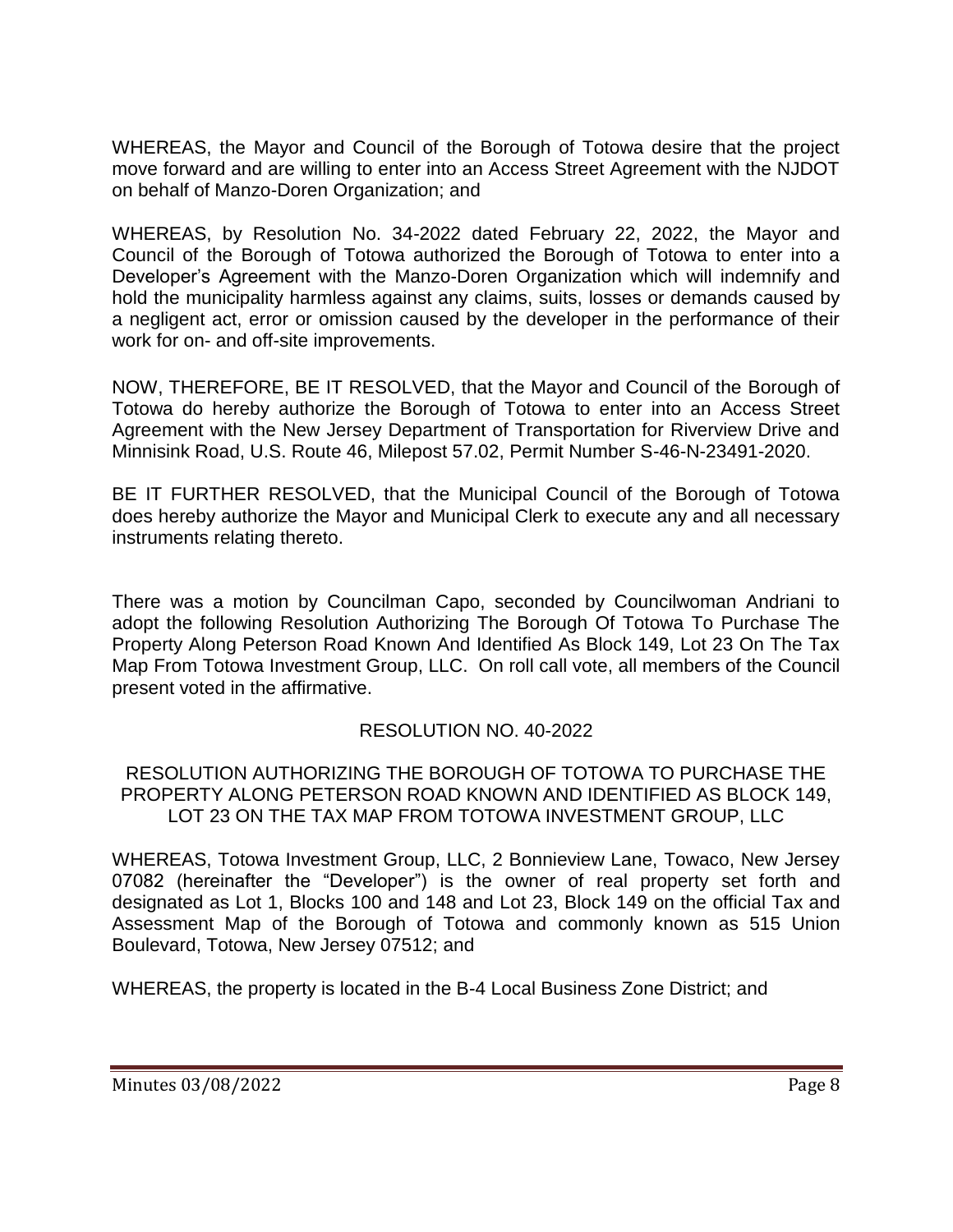WHEREAS, the Mayor and Council of the Borough of Totowa desire that the project move forward and are willing to enter into an Access Street Agreement with the NJDOT on behalf of Manzo-Doren Organization; and

WHEREAS, by Resolution No. 34-2022 dated February 22, 2022, the Mayor and Council of the Borough of Totowa authorized the Borough of Totowa to enter into a Developer's Agreement with the Manzo-Doren Organization which will indemnify and hold the municipality harmless against any claims, suits, losses or demands caused by a negligent act, error or omission caused by the developer in the performance of their work for on- and off-site improvements.

NOW, THEREFORE, BE IT RESOLVED, that the Mayor and Council of the Borough of Totowa do hereby authorize the Borough of Totowa to enter into an Access Street Agreement with the New Jersey Department of Transportation for Riverview Drive and Minnisink Road, U.S. Route 46, Milepost 57.02, Permit Number S-46-N-23491-2020.

BE IT FURTHER RESOLVED, that the Municipal Council of the Borough of Totowa does hereby authorize the Mayor and Municipal Clerk to execute any and all necessary instruments relating thereto.

There was a motion by Councilman Capo, seconded by Councilwoman Andriani to adopt the following Resolution Authorizing The Borough Of Totowa To Purchase The Property Along Peterson Road Known And Identified As Block 149, Lot 23 On The Tax Map From Totowa Investment Group, LLC. On roll call vote, all members of the Council present voted in the affirmative.

RESOLUTION NO. 40-2022

RESOLUTION AUTHORIZING THE BOROUGH OF TOTOWA TO PURCHASE THE PROPERTY ALONG PETERSON ROAD KNOWN AND IDENTIFIED AS BLOCK 149, LOT 23 ON THE TAX MAP FROM TOTOWA INVESTMENT GROUP, LLC

WHEREAS, Totowa Investment Group, LLC, 2 Bonnieview Lane, Towaco, New Jersey 07082 (hereinafter the "Developer") is the owner of real property set forth and designated as Lot 1, Blocks 100 and 148 and Lot 23, Block 149 on the official Tax and Assessment Map of the Borough of Totowa and commonly known as 515 Union Boulevard, Totowa, New Jersey 07512; and

WHEREAS, the property is located in the B-4 Local Business Zone District; and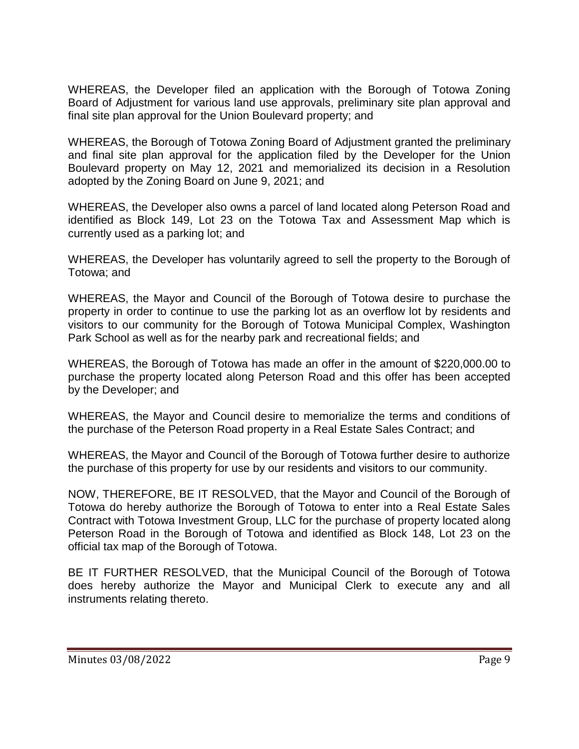WHEREAS, the Developer filed an application with the Borough of Totowa Zoning Board of Adjustment for various land use approvals, preliminary site plan approval and final site plan approval for the Union Boulevard property; and

WHEREAS, the Borough of Totowa Zoning Board of Adjustment granted the preliminary and final site plan approval for the application filed by the Developer for the Union Boulevard property on May 12, 2021 and memorialized its decision in a Resolution adopted by the Zoning Board on June 9, 2021; and

WHEREAS, the Developer also owns a parcel of land located along Peterson Road and identified as Block 149, Lot 23 on the Totowa Tax and Assessment Map which is currently used as a parking lot; and

WHEREAS, the Developer has voluntarily agreed to sell the property to the Borough of Totowa; and

WHEREAS, the Mayor and Council of the Borough of Totowa desire to purchase the property in order to continue to use the parking lot as an overflow lot by residents and visitors to our community for the Borough of Totowa Municipal Complex, Washington Park School as well as for the nearby park and recreational fields; and

WHEREAS, the Borough of Totowa has made an offer in the amount of $220,000.00 to purchase the property located along Peterson Road and this offer has been accepted by the Developer; and

WHEREAS, the Mayor and Council desire to memorialize the terms and conditions of the purchase of the Peterson Road property in a Real Estate Sales Contract; and

WHEREAS, the Mayor and Council of the Borough of Totowa further desire to authorize the purchase of this property for use by our residents and visitors to our community.

NOW, THEREFORE, BE IT RESOLVED, that the Mayor and Council of the Borough of Totowa do hereby authorize the Borough of Totowa to enter into a Real Estate Sales Contract with Totowa Investment Group, LLC for the purchase of property located along Peterson Road in the Borough of Totowa and identified as Block 148, Lot 23 on the official tax map of the Borough of Totowa.

BE IT FURTHER RESOLVED, that the Municipal Council of the Borough of Totowa does hereby authorize the Mayor and Municipal Clerk to execute any and all instruments relating thereto.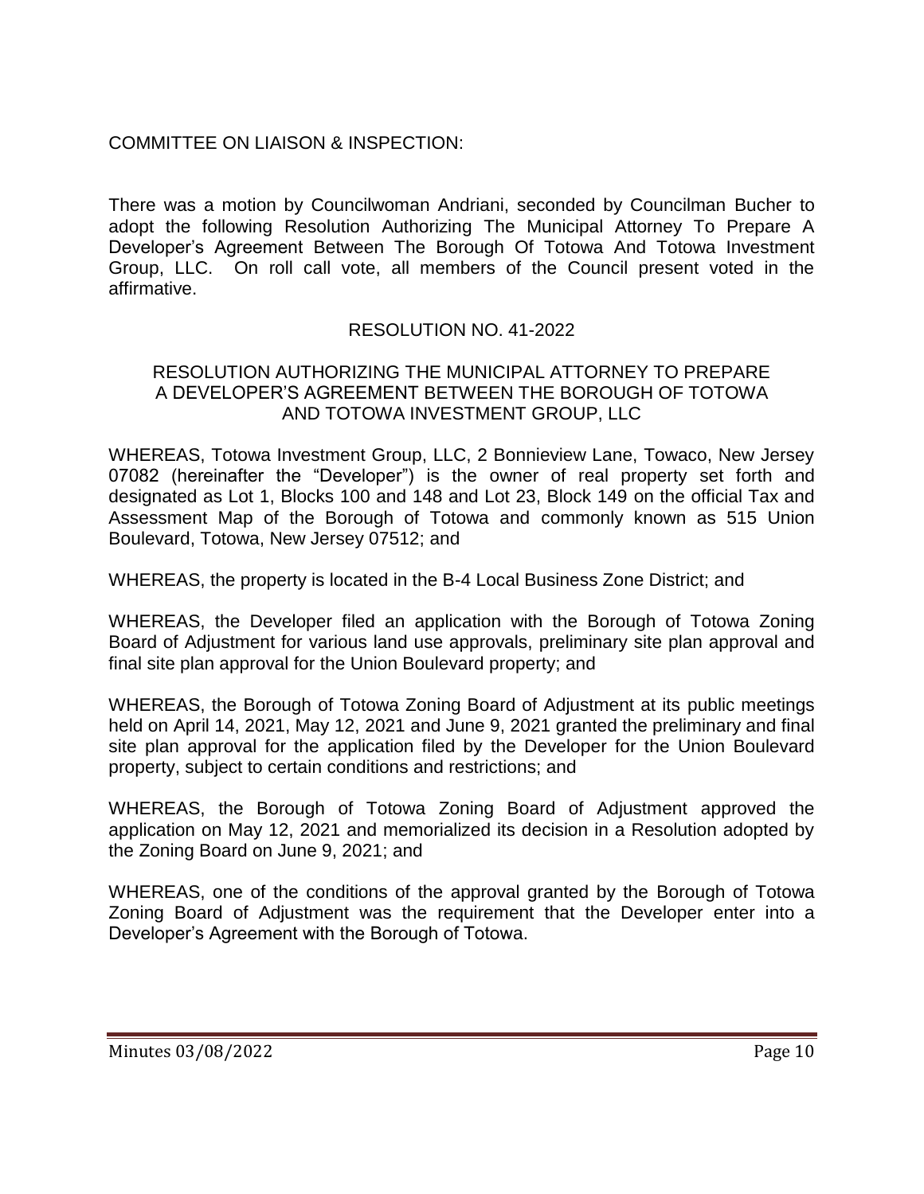COMMITTEE ON LIAISON & INSPECTION:

There was a motion by Councilwoman Andriani, seconded by Councilman Bucher to adopt the following Resolution Authorizing The Municipal Attorney To Prepare A Developer's Agreement Between The Borough Of Totowa And Totowa Investment Group, LLC. On roll call vote, all members of the Council present voted in the affirmative.

RESOLUTION NO. 41-2022

RESOLUTION AUTHORIZING THE MUNICIPAL ATTORNEY TO PREPARE A DEVELOPER'S AGREEMENT BETWEEN THE BOROUGH OF TOTOWA AND TOTOWA INVESTMENT GROUP, LLC

WHEREAS, Totowa Investment Group, LLC, 2 Bonnieview Lane, Towaco, New Jersey 07082 (hereinafter the "Developer") is the owner of real property set forth and designated as Lot 1, Blocks 100 and 148 and Lot 23, Block 149 on the official Tax and Assessment Map of the Borough of Totowa and commonly known as 515 Union Boulevard, Totowa, New Jersey 07512; and

WHEREAS, the property is located in the B-4 Local Business Zone District; and

WHEREAS, the Developer filed an application with the Borough of Totowa Zoning Board of Adjustment for various land use approvals, preliminary site plan approval and final site plan approval for the Union Boulevard property; and

WHEREAS, the Borough of Totowa Zoning Board of Adjustment at its public meetings held on April 14, 2021, May 12, 2021 and June 9, 2021 granted the preliminary and final site plan approval for the application filed by the Developer for the Union Boulevard property, subject to certain conditions and restrictions; and

WHEREAS, the Borough of Totowa Zoning Board of Adjustment approved the application on May 12, 2021 and memorialized its decision in a Resolution adopted by the Zoning Board on June 9, 2021; and

WHEREAS, one of the conditions of the approval granted by the Borough of Totowa Zoning Board of Adjustment was the requirement that the Developer enter into a Developer's Agreement with the Borough of Totowa.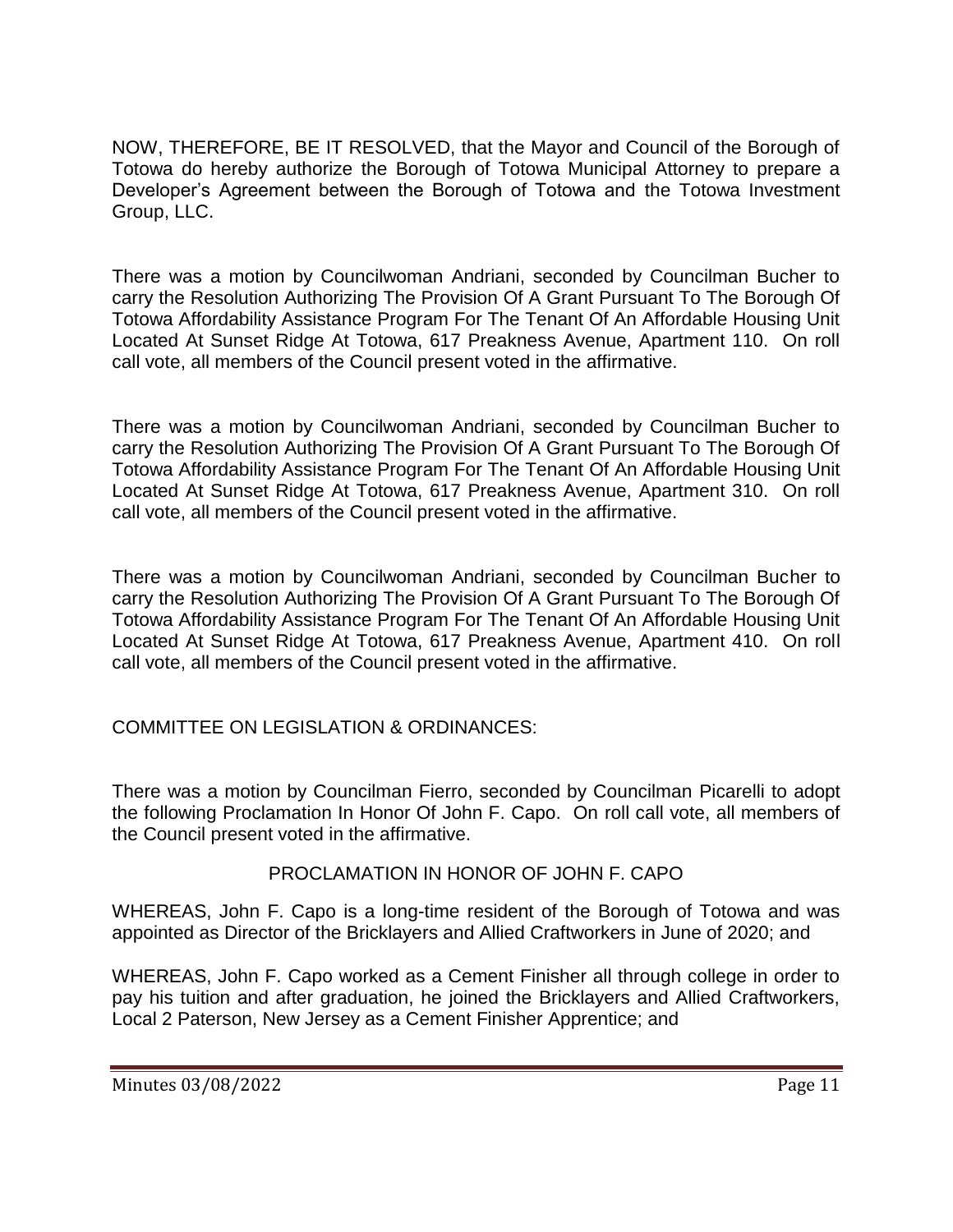NOW, THEREFORE, BE IT RESOLVED, that the Mayor and Council of the Borough of Totowa do hereby authorize the Borough of Totowa Municipal Attorney to prepare a Developer's Agreement between the Borough of Totowa and the Totowa Investment Group, LLC.

There was a motion by Councilwoman Andriani, seconded by Councilman Bucher to carry the Resolution Authorizing The Provision Of A Grant Pursuant To The Borough Of Totowa Affordability Assistance Program For The Tenant Of An Affordable Housing Unit Located At Sunset Ridge At Totowa, 617 Preakness Avenue, Apartment 110. On roll call vote, all members of the Council present voted in the affirmative.

There was a motion by Councilwoman Andriani, seconded by Councilman Bucher to carry the Resolution Authorizing The Provision Of A Grant Pursuant To The Borough Of Totowa Affordability Assistance Program For The Tenant Of An Affordable Housing Unit Located At Sunset Ridge At Totowa, 617 Preakness Avenue, Apartment 310. On roll call vote, all members of the Council present voted in the affirmative.

There was a motion by Councilwoman Andriani, seconded by Councilman Bucher to carry the Resolution Authorizing The Provision Of A Grant Pursuant To The Borough Of Totowa Affordability Assistance Program For The Tenant Of An Affordable Housing Unit Located At Sunset Ridge At Totowa, 617 Preakness Avenue, Apartment 410. On roll call vote, all members of the Council present voted in the affirmative.

COMMITTEE ON LEGISLATION & ORDINANCES:

There was a motion by Councilman Fierro, seconded by Councilman Picarelli to adopt the following Proclamation In Honor Of John F. Capo. On roll call vote, all members of the Council present voted in the affirmative.

PROCLAMATION IN HONOR OF JOHN F. CAPO

WHEREAS, John F. Capo is a long-time resident of the Borough of Totowa and was appointed as Director of the Bricklayers and Allied Craftworkers in June of 2020; and

WHEREAS, John F. Capo worked as a Cement Finisher all through college in order to pay his tuition and after graduation, he joined the Bricklayers and Allied Craftworkers, Local 2 Paterson, New Jersey as a Cement Finisher Apprentice; and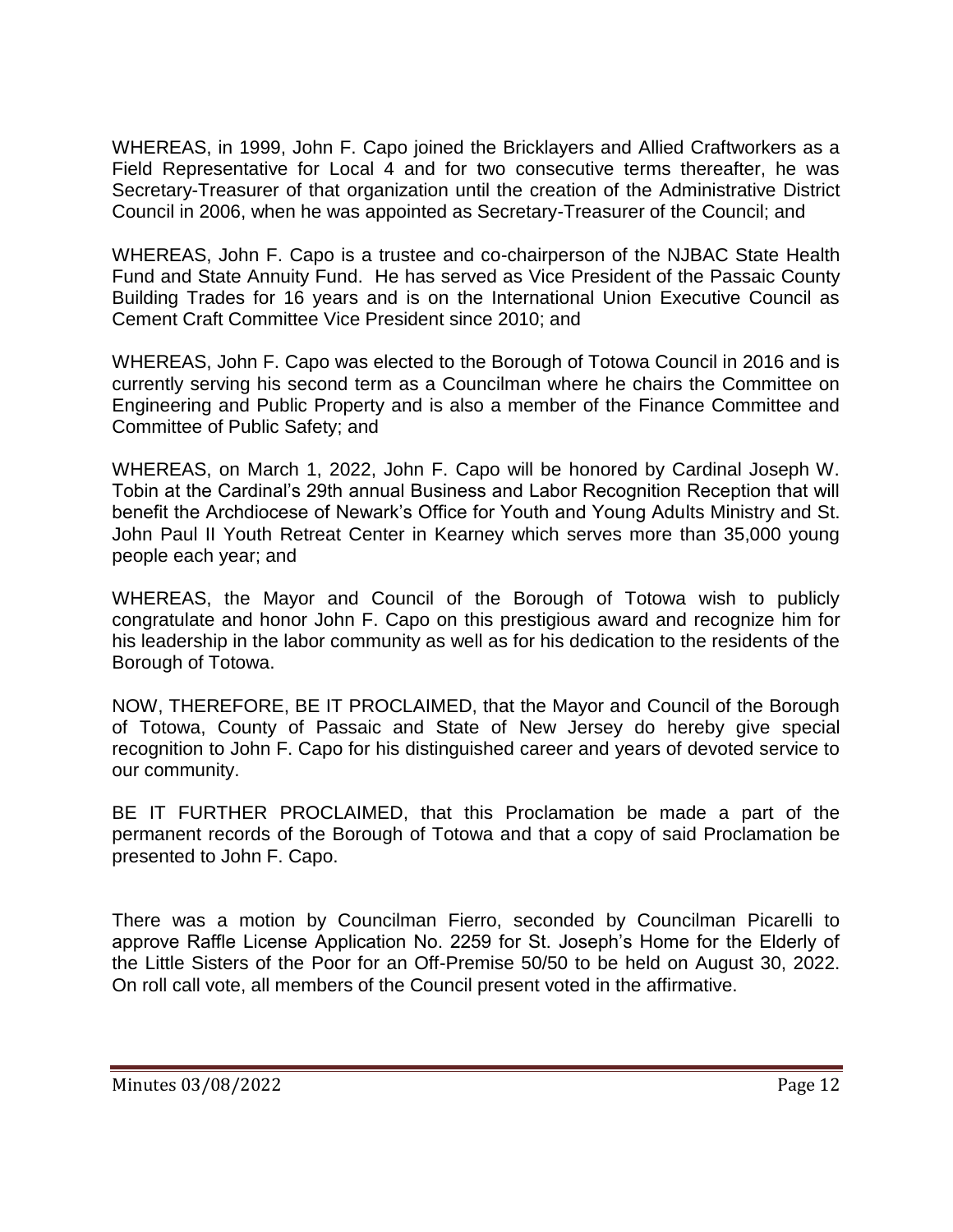WHEREAS, in 1999, John F. Capo joined the Bricklayers and Allied Craftworkers as a Field Representative for Local 4 and for two consecutive terms thereafter, he was Secretary-Treasurer of that organization until the creation of the Administrative District Council in 2006, when he was appointed as Secretary-Treasurer of the Council; and

WHEREAS, John F. Capo is a trustee and co-chairperson of the NJBAC State Health Fund and State Annuity Fund. He has served as Vice President of the Passaic County Building Trades for 16 years and is on the International Union Executive Council as Cement Craft Committee Vice President since 2010; and

WHEREAS, John F. Capo was elected to the Borough of Totowa Council in 2016 and is currently serving his second term as a Councilman where he chairs the Committee on Engineering and Public Property and is also a member of the Finance Committee and Committee of Public Safety; and

WHEREAS, on March 1, 2022, John F. Capo will be honored by Cardinal Joseph W. Tobin at the Cardinal's 29th annual Business and Labor Recognition Reception that will benefit the Archdiocese of Newark's Office for Youth and Young Adults Ministry and St. John Paul II Youth Retreat Center in Kearney which serves more than 35,000 young people each year; and

WHEREAS, the Mayor and Council of the Borough of Totowa wish to publicly congratulate and honor John F. Capo on this prestigious award and recognize him for his leadership in the labor community as well as for his dedication to the residents of the Borough of Totowa.

NOW, THEREFORE, BE IT PROCLAIMED, that the Mayor and Council of the Borough of Totowa, County of Passaic and State of New Jersey do hereby give special recognition to John F. Capo for his distinguished career and years of devoted service to our community.

BE IT FURTHER PROCLAIMED, that this Proclamation be made a part of the permanent records of the Borough of Totowa and that a copy of said Proclamation be presented to John F. Capo.

There was a motion by Councilman Fierro, seconded by Councilman Picarelli to approve Raffle License Application No. 2259 for St. Joseph's Home for the Elderly of the Little Sisters of the Poor for an Off-Premise 50/50 to be held on August 30, 2022. On roll call vote, all members of the Council present voted in the affirmative.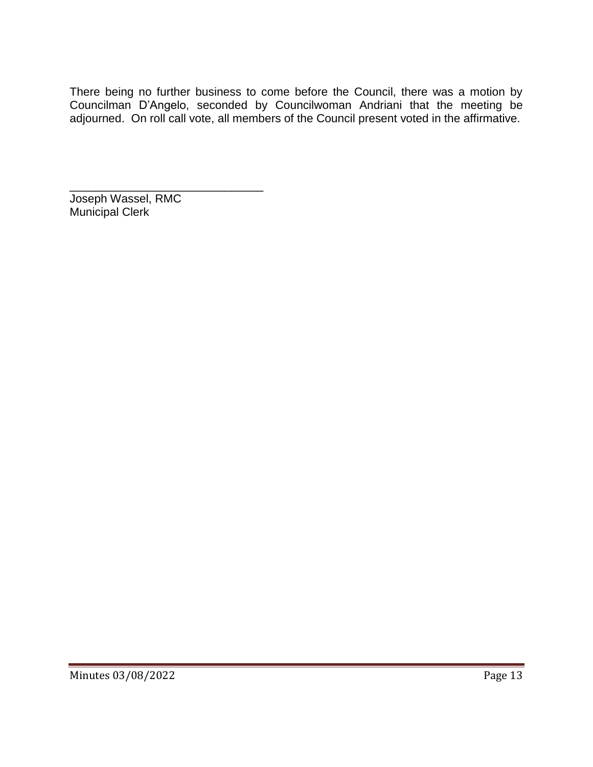There being no further business to come before the Council, there was a motion by Councilman D'Angelo, seconded by Councilwoman Andriani that the meeting be adjourned. On roll call vote, all members of the Council present voted in the affirmative.

\_\_\_\_\_\_\_\_\_\_\_\_\_\_\_\_\_\_\_\_\_\_\_\_\_\_\_\_\_\_\_\_

Joseph Wassel, RMC
Municipal Clerk